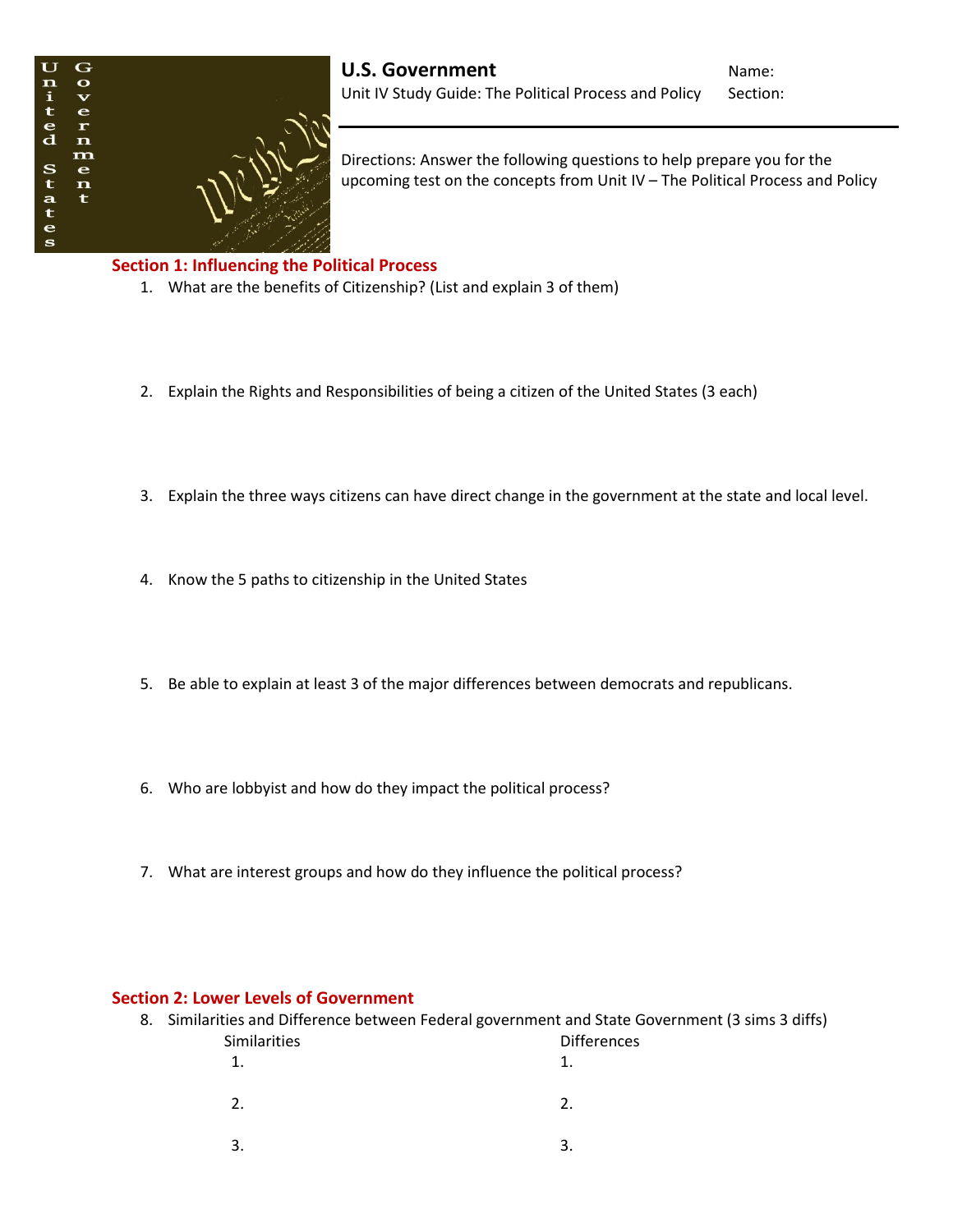# U.S. Government

Unit IV Study Guide: The Political Process and Policy

Name:

Section:

Directions: Answer the following questions to help prepare you for the upcoming test on the concepts from Unit IV – The Political Process and Policy

## Section 1: Influencing the Political Process

1. What are the benefits of Citizenship? (List and explain 3 of them)

2. Explain the Rights and Responsibilities of being a citizen of the United States (3 each)

3. Explain the three ways citizens can have direct change in the government at the state and local level.

4. Know the 5 paths to citizenship in the United States

5. Be able to explain at least 3 of the major differences between democrats and republicans.

6. Who are lobbyist and how do they impact the political process?

7. What are interest groups and how do they influence the political process?

## Section 2: Lower Levels of Government

8. Similarities and Difference between Federal government and State Government (3 sims 3 diffs)

| Similarities | Differences |
|---|---|
| 1. | 1. |
| 2. | 2. |
| 3. | 3. |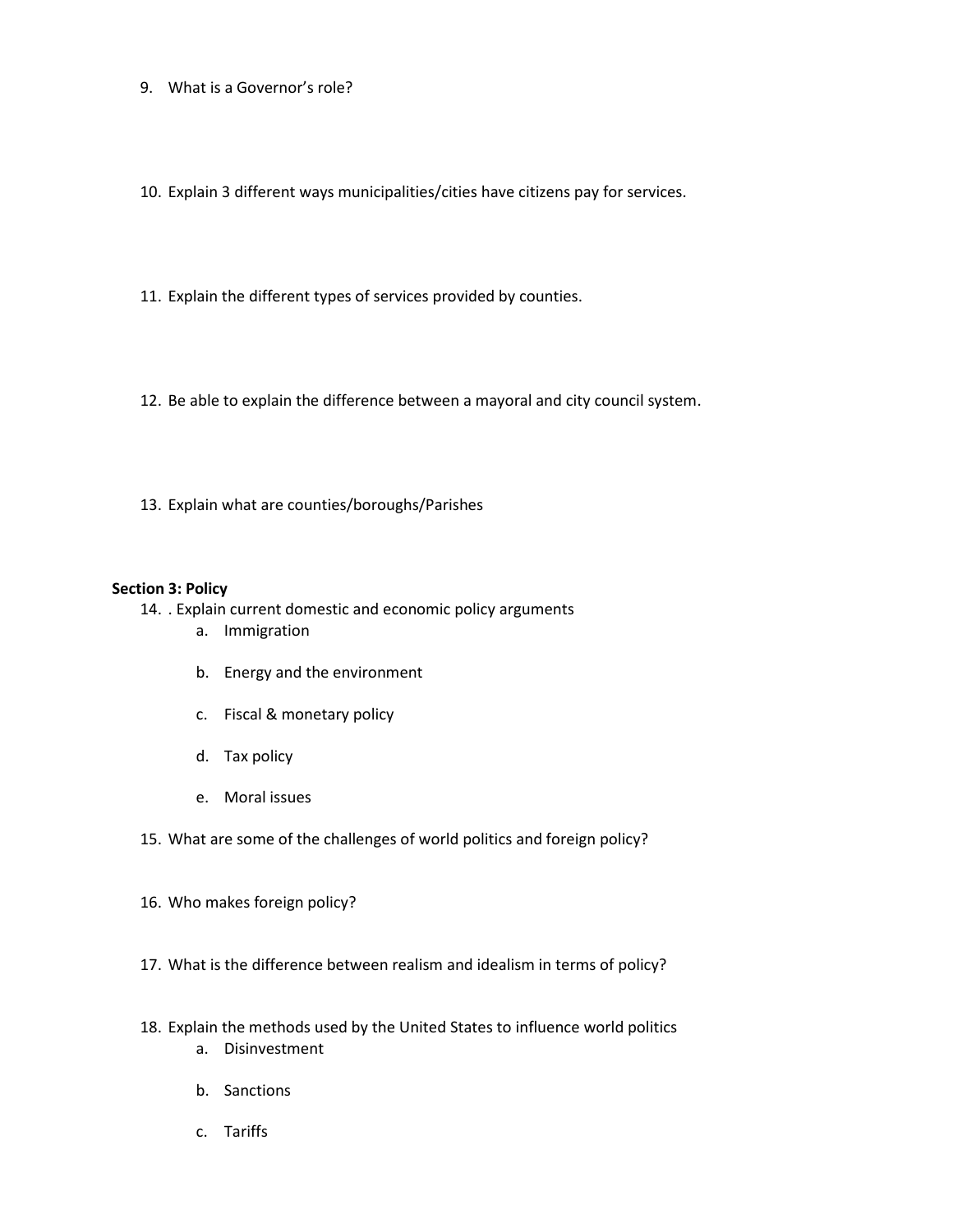9. What is a Governor's role?

10. Explain 3 different ways municipalities/cities have citizens pay for services.

11. Explain the different types of services provided by counties.

12. Be able to explain the difference between a mayoral and city council system.

13. Explain what are counties/boroughs/Parishes

**Section 3: Policy**

14. . Explain current domestic and economic policy arguments
    a. Immigration

    b. Energy and the environment

    c. Fiscal & monetary policy

    d. Tax policy

    e. Moral issues

15. What are some of the challenges of world politics and foreign policy?

16. Who makes foreign policy?

17. What is the difference between realism and idealism in terms of policy?

18. Explain the methods used by the United States to influence world politics
    a. Disinvestment

    b. Sanctions

    c. Tariffs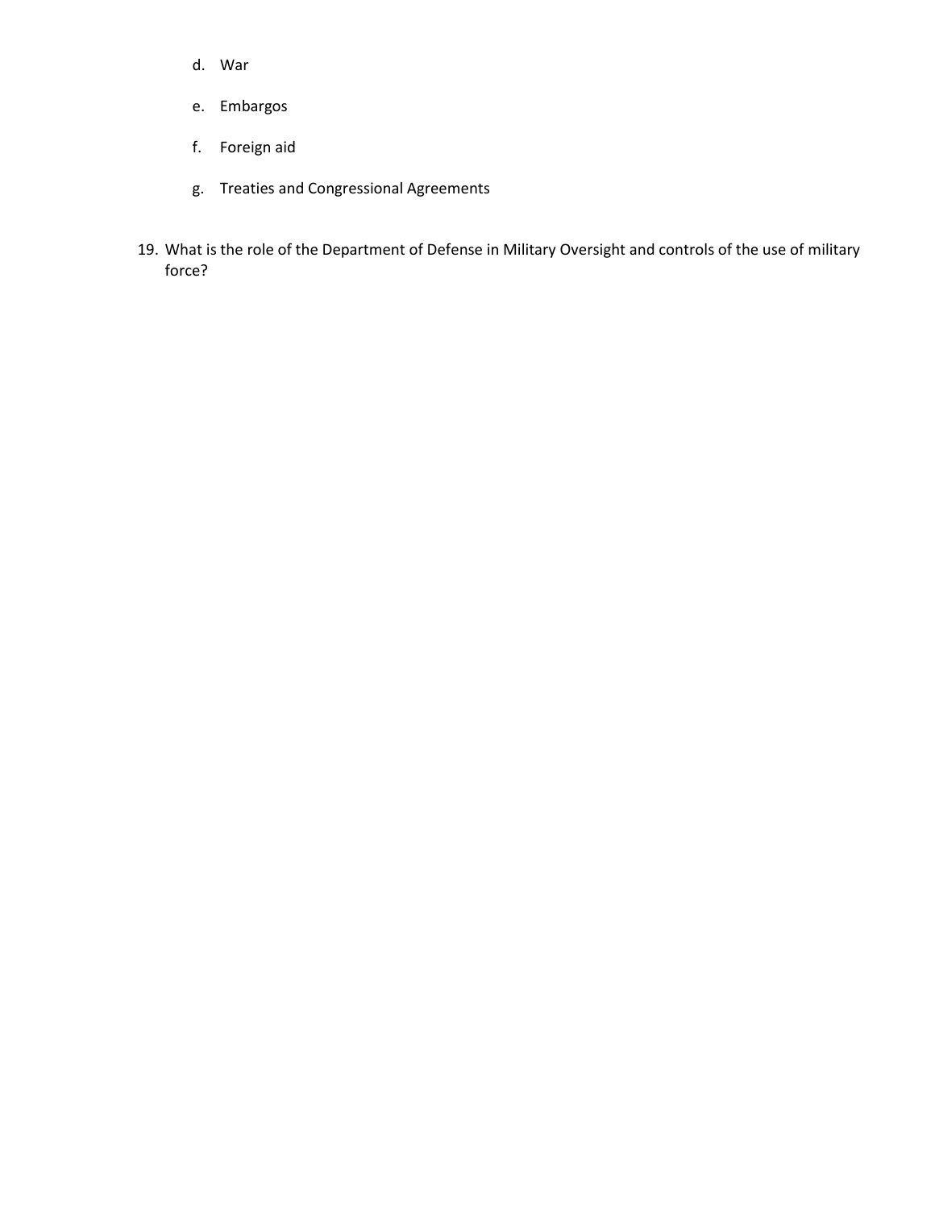d. War

e. Embargos

f. Foreign aid

g. Treaties and Congressional Agreements

19. What is the role of the Department of Defense in Military Oversight and controls of the use of military force?